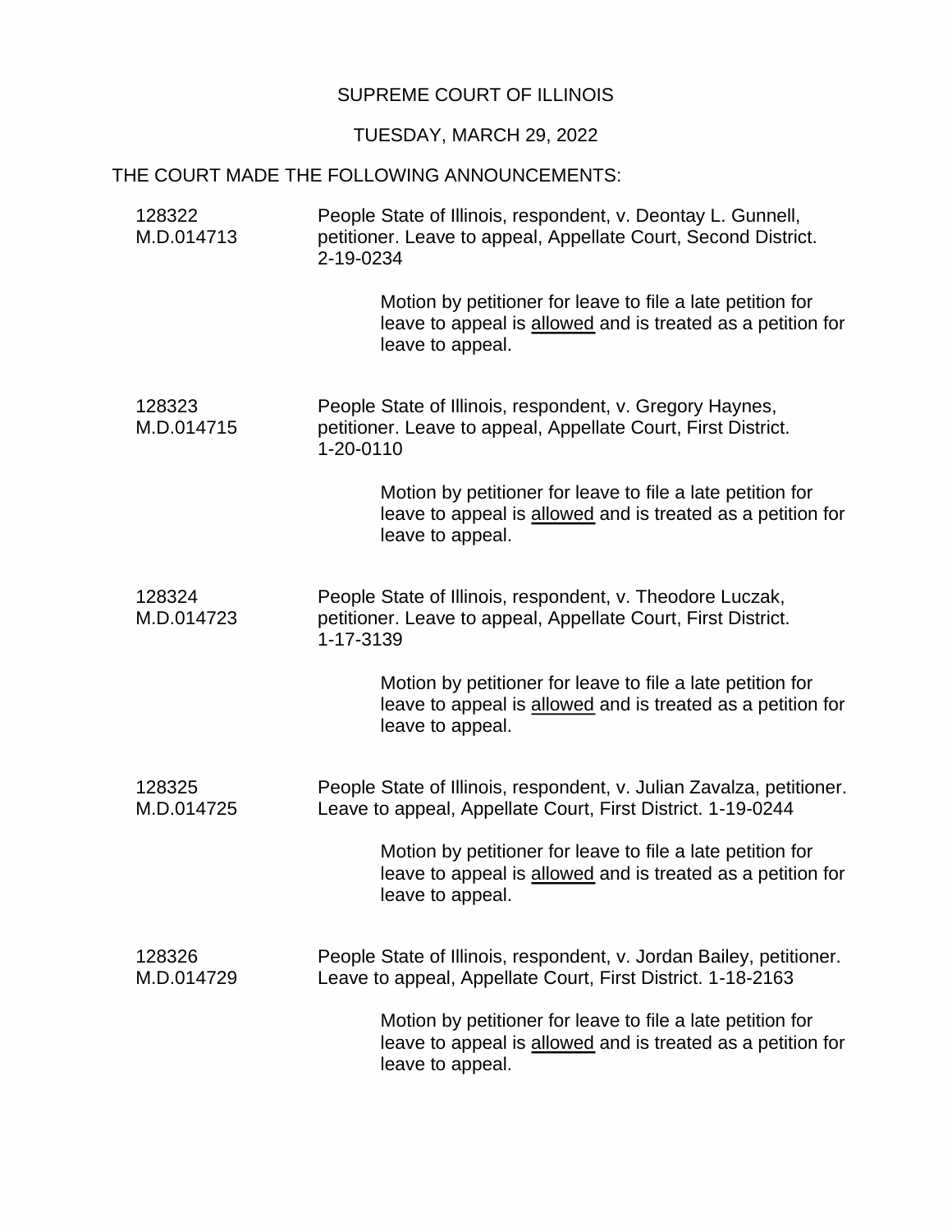SUPREME COURT OF ILLINOIS

TUESDAY, MARCH 29, 2022

THE COURT MADE THE FOLLOWING ANNOUNCEMENTS:

128322
M.D.014713

People State of Illinois, respondent, v. Deontay L. Gunnell, petitioner. Leave to appeal, Appellate Court, Second District. 2-19-0234

Motion by petitioner for leave to file a late petition for leave to appeal is allowed and is treated as a petition for leave to appeal.

128323
M.D.014715

People State of Illinois, respondent, v. Gregory Haynes, petitioner. Leave to appeal, Appellate Court, First District. 1-20-0110

Motion by petitioner for leave to file a late petition for leave to appeal is allowed and is treated as a petition for leave to appeal.

128324
M.D.014723

People State of Illinois, respondent, v. Theodore Luczak, petitioner. Leave to appeal, Appellate Court, First District. 1-17-3139

Motion by petitioner for leave to file a late petition for leave to appeal is allowed and is treated as a petition for leave to appeal.

128325
M.D.014725

People State of Illinois, respondent, v. Julian Zavalza, petitioner. Leave to appeal, Appellate Court, First District. 1-19-0244

Motion by petitioner for leave to file a late petition for leave to appeal is allowed and is treated as a petition for leave to appeal.

128326
M.D.014729

People State of Illinois, respondent, v. Jordan Bailey, petitioner. Leave to appeal, Appellate Court, First District. 1-18-2163

Motion by petitioner for leave to file a late petition for leave to appeal is allowed and is treated as a petition for leave to appeal.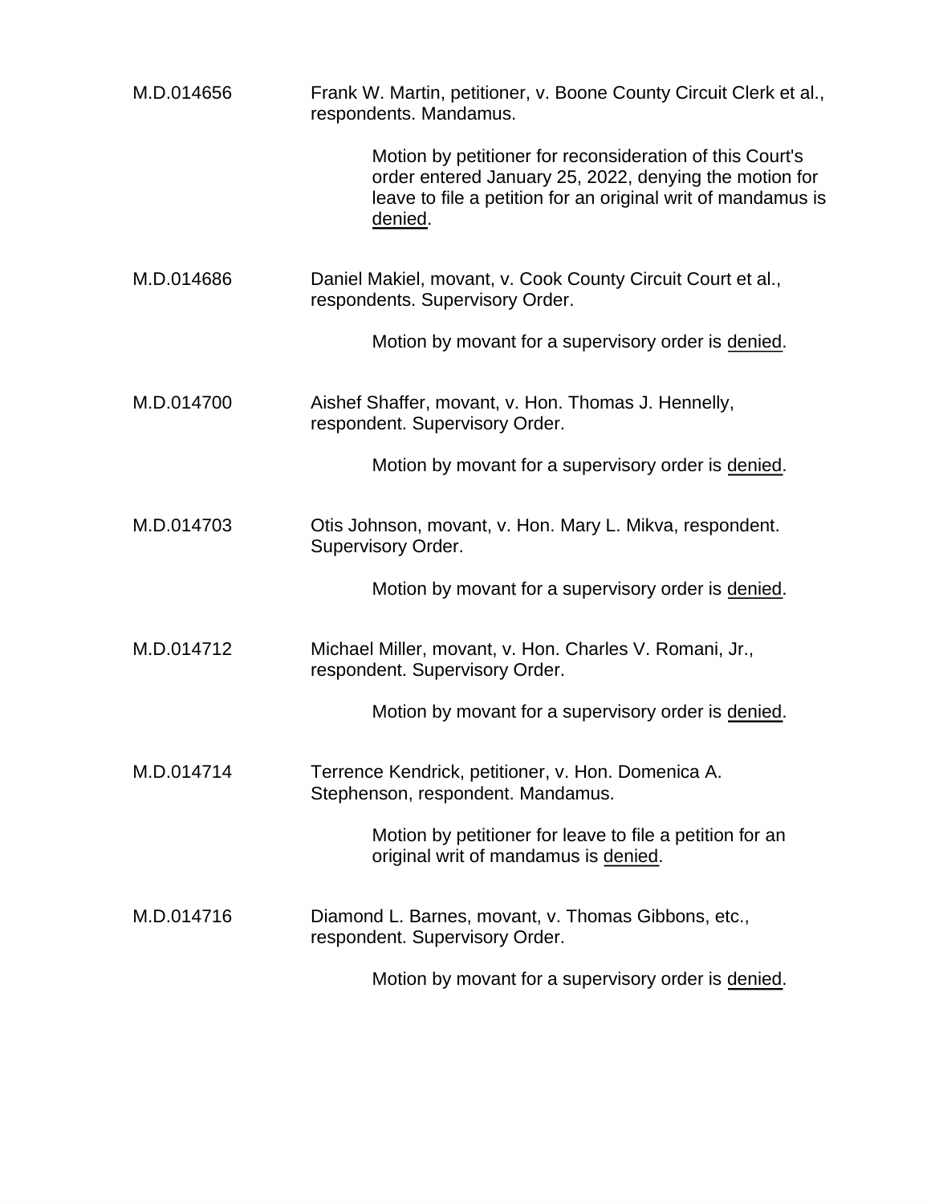M.D.014656 Frank W. Martin, petitioner, v. Boone County Circuit Clerk et al., respondents. Mandamus.

Motion by petitioner for reconsideration of this Court's order entered January 25, 2022, denying the motion for leave to file a petition for an original writ of mandamus is denied.

M.D.014686 Daniel Makiel, movant, v. Cook County Circuit Court et al., respondents. Supervisory Order.

Motion by movant for a supervisory order is denied.

M.D.014700 Aishef Shaffer, movant, v. Hon. Thomas J. Hennelly, respondent. Supervisory Order.

Motion by movant for a supervisory order is denied.

M.D.014703 Otis Johnson, movant, v. Hon. Mary L. Mikva, respondent. Supervisory Order.

Motion by movant for a supervisory order is denied.

M.D.014712 Michael Miller, movant, v. Hon. Charles V. Romani, Jr., respondent. Supervisory Order.

Motion by movant for a supervisory order is denied.

M.D.014714 Terrence Kendrick, petitioner, v. Hon. Domenica A. Stephenson, respondent. Mandamus.

Motion by petitioner for leave to file a petition for an original writ of mandamus is denied.

M.D.014716 Diamond L. Barnes, movant, v. Thomas Gibbons, etc., respondent. Supervisory Order.

Motion by movant for a supervisory order is denied.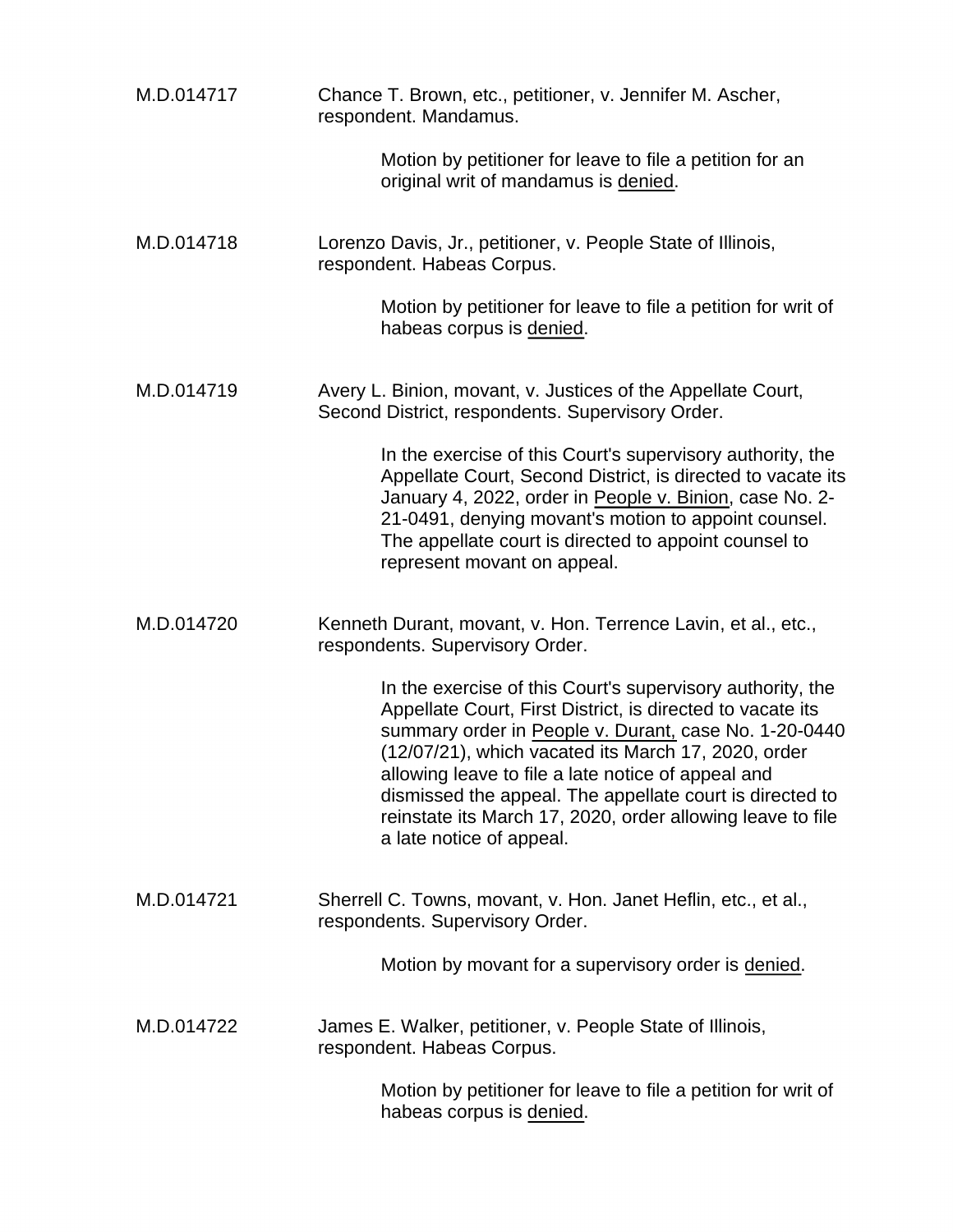M.D.014717 Chance T. Brown, etc., petitioner, v. Jennifer M. Ascher, respondent. Mandamus.

> Motion by petitioner for leave to file a petition for an original writ of mandamus is denied.

M.D.014718 Lorenzo Davis, Jr., petitioner, v. People State of Illinois, respondent. Habeas Corpus.

> Motion by petitioner for leave to file a petition for writ of habeas corpus is denied.

M.D.014719 Avery L. Binion, movant, v. Justices of the Appellate Court, Second District, respondents. Supervisory Order.

> In the exercise of this Court's supervisory authority, the Appellate Court, Second District, is directed to vacate its January 4, 2022, order in People v. Binion, case No. 2-21-0491, denying movant's motion to appoint counsel. The appellate court is directed to appoint counsel to represent movant on appeal.

M.D.014720 Kenneth Durant, movant, v. Hon. Terrence Lavin, et al., etc., respondents. Supervisory Order.

> In the exercise of this Court's supervisory authority, the Appellate Court, First District, is directed to vacate its summary order in People v. Durant, case No. 1-20-0440 (12/07/21), which vacated its March 17, 2020, order allowing leave to file a late notice of appeal and dismissed the appeal. The appellate court is directed to reinstate its March 17, 2020, order allowing leave to file a late notice of appeal.

M.D.014721 Sherrell C. Towns, movant, v. Hon. Janet Heflin, etc., et al., respondents. Supervisory Order.

> Motion by movant for a supervisory order is denied.

M.D.014722 James E. Walker, petitioner, v. People State of Illinois, respondent. Habeas Corpus.

> Motion by petitioner for leave to file a petition for writ of habeas corpus is denied.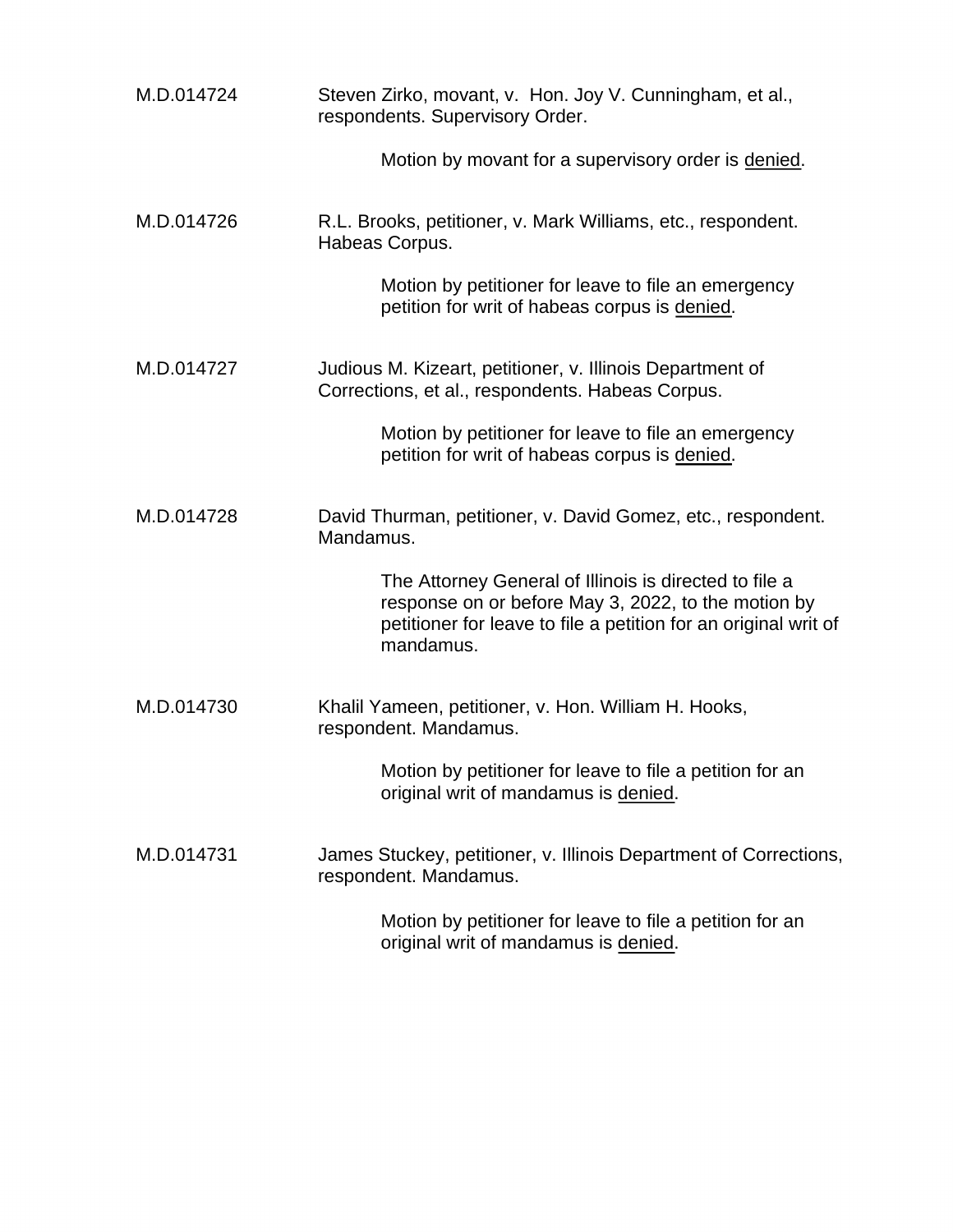M.D.014724 Steven Zirko, movant, v. Hon. Joy V. Cunningham, et al., respondents. Supervisory Order.

Motion by movant for a supervisory order is denied.

M.D.014726 R.L. Brooks, petitioner, v. Mark Williams, etc., respondent. Habeas Corpus.

Motion by petitioner for leave to file an emergency petition for writ of habeas corpus is denied.

M.D.014727 Judious M. Kizeart, petitioner, v. Illinois Department of Corrections, et al., respondents. Habeas Corpus.

Motion by petitioner for leave to file an emergency petition for writ of habeas corpus is denied.

M.D.014728 David Thurman, petitioner, v. David Gomez, etc., respondent. Mandamus.

The Attorney General of Illinois is directed to file a response on or before May 3, 2022, to the motion by petitioner for leave to file a petition for an original writ of mandamus.

M.D.014730 Khalil Yameen, petitioner, v. Hon. William H. Hooks, respondent. Mandamus.

Motion by petitioner for leave to file a petition for an original writ of mandamus is denied.

M.D.014731 James Stuckey, petitioner, v. Illinois Department of Corrections, respondent. Mandamus.

Motion by petitioner for leave to file a petition for an original writ of mandamus is denied.